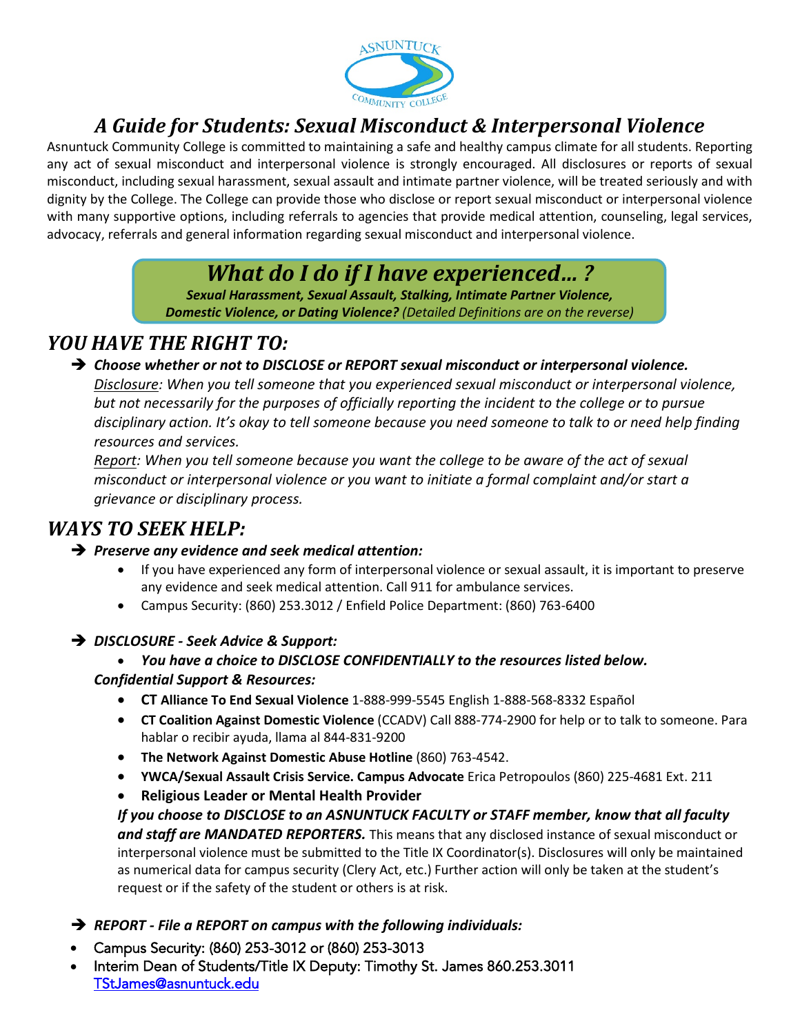# *A Guide for Students: Sexual Misconduct & Interpersonal Violence*

Asnuntuck Community College is committed to maintaining a safe and healthy campus climate for all students. Reporting any act of sexual misconduct and interpersonal violence is strongly encouraged. All disclosures or reports of sexual misconduct, including sexual harassment, sexual assault and intimate partner violence, will be treated seriously and with dignity by the College. The College can provide those who disclose or report sexual misconduct or interpersonal violence with many supportive options, including referrals to agencies that provide medical attention, counseling, legal services, advocacy, referrals and general information regarding sexual misconduct and interpersonal violence.

## *What do I do if I have experienced… ?*

***Sexual Harassment, Sexual Assault, Stalking, Intimate Partner Violence, Domestic Violence, or Dating Violence?*** *(Detailed Definitions are on the reverse)*

## *YOU HAVE THE RIGHT TO:*

➔ ***Choose whether or not to DISCLOSE or REPORT sexual misconduct or interpersonal violence.***

*Disclosure: When you tell someone that you experienced sexual misconduct or interpersonal violence, but not necessarily for the purposes of officially reporting the incident to the college or to pursue disciplinary action. It's okay to tell someone because you need someone to talk to or need help finding resources and services.*

*Report: When you tell someone because you want the college to be aware of the act of sexual misconduct or interpersonal violence or you want to initiate a formal complaint and/or start a grievance or disciplinary process.*

## *WAYS TO SEEK HELP:*

➔ ***Preserve any evidence and seek medical attention:***

- If you have experienced any form of interpersonal violence or sexual assault, it is important to preserve any evidence and seek medical attention. Call 911 for ambulance services.
- Campus Security: (860) 253.3012 / Enfield Police Department: (860) 763-6400

➔ ***DISCLOSURE - Seek Advice & Support:***

- ***You have a choice to DISCLOSE CONFIDENTIALLY to the resources listed below.***

***Confidential Support & Resources:***

- **CT Alliance To End Sexual Violence** 1-888-999-5545 English 1-888-568-8332 Español
- **CT Coalition Against Domestic Violence** (CCADV) Call 888-774-2900 for help or to talk to someone. Para hablar o recibir ayuda, llama al 844-831-9200
- **The Network Against Domestic Abuse Hotline** (860) 763-4542.
- **YWCA/Sexual Assault Crisis Service. Campus Advocate** Erica Petropoulos (860) 225-4681 Ext. 211
- **Religious Leader or Mental Health Provider**

***If you choose to DISCLOSE to an ASNUNTUCK FACULTY or STAFF member, know that all faculty and staff are MANDATED REPORTERS.*** This means that any disclosed instance of sexual misconduct or interpersonal violence must be submitted to the Title IX Coordinator(s). Disclosures will only be maintained as numerical data for campus security (Clery Act, etc.) Further action will only be taken at the student's request or if the safety of the student or others is at risk.

➔ ***REPORT - File a REPORT on campus with the following individuals:***

- Campus Security: (860) 253-3012 or (860) 253-3013
- Interim Dean of Students/Title IX Deputy: Timothy St. James 860.253.3011 TStJames@asnuntuck.edu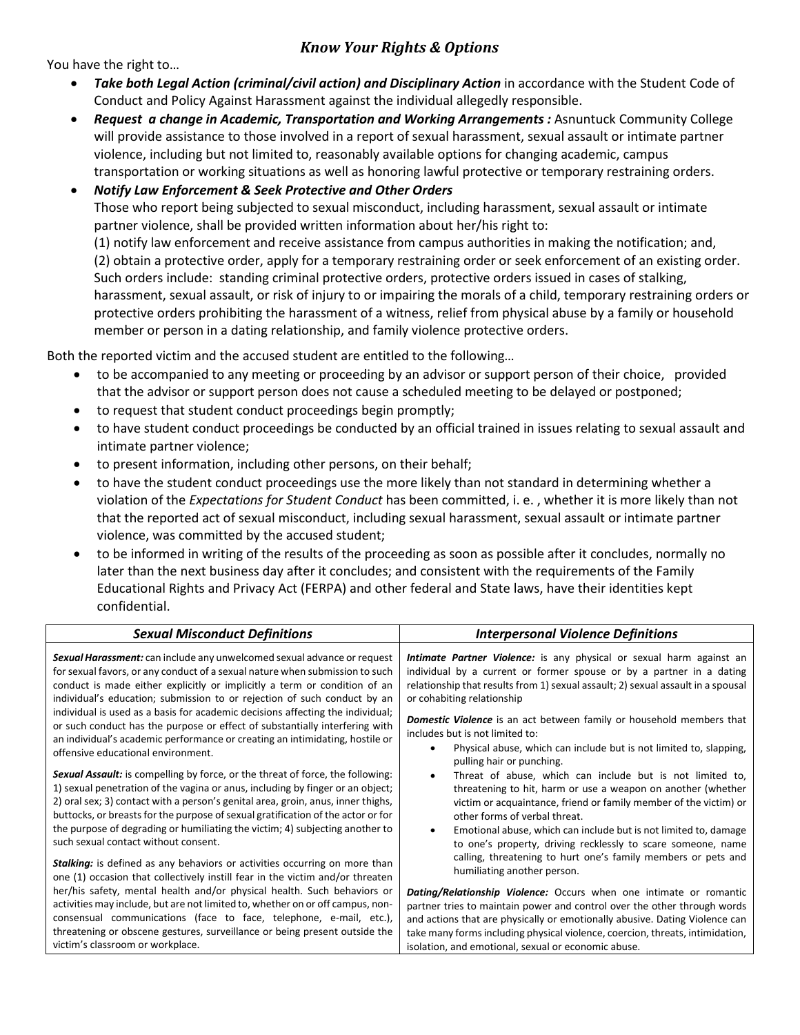## *Know Your Rights & Options*

You have the right to…

- ***Take both Legal Action (criminal/civil action) and Disciplinary Action*** in accordance with the Student Code of Conduct and Policy Against Harassment against the individual allegedly responsible.
- ***Request a change in Academic, Transportation and Working Arrangements :*** Asnuntuck Community College will provide assistance to those involved in a report of sexual harassment, sexual assault or intimate partner violence, including but not limited to, reasonably available options for changing academic, campus transportation or working situations as well as honoring lawful protective or temporary restraining orders.
- ***Notify Law Enforcement & Seek Protective and Other Orders***
  Those who report being subjected to sexual misconduct, including harassment, sexual assault or intimate partner violence, shall be provided written information about her/his right to:
  (1) notify law enforcement and receive assistance from campus authorities in making the notification; and,
  (2) obtain a protective order, apply for a temporary restraining order or seek enforcement of an existing order. Such orders include: standing criminal protective orders, protective orders issued in cases of stalking, harassment, sexual assault, or risk of injury to or impairing the morals of a child, temporary restraining orders or protective orders prohibiting the harassment of a witness, relief from physical abuse by a family or household member or person in a dating relationship, and family violence protective orders.

Both the reported victim and the accused student are entitled to the following…

- to be accompanied to any meeting or proceeding by an advisor or support person of their choice, provided that the advisor or support person does not cause a scheduled meeting to be delayed or postponed;
- to request that student conduct proceedings begin promptly;
- to have student conduct proceedings be conducted by an official trained in issues relating to sexual assault and intimate partner violence;
- to present information, including other persons, on their behalf;
- to have the student conduct proceedings use the more likely than not standard in determining whether a violation of the *Expectations for Student Conduct* has been committed, i. e. , whether it is more likely than not that the reported act of sexual misconduct, including sexual harassment, sexual assault or intimate partner violence, was committed by the accused student;
- to be informed in writing of the results of the proceeding as soon as possible after it concludes, normally no later than the next business day after it concludes; and consistent with the requirements of the Family Educational Rights and Privacy Act (FERPA) and other federal and State laws, have their identities kept confidential.

### *Sexual Misconduct Definitions*

***Sexual Harassment:*** can include any unwelcomed sexual advance or request for sexual favors, or any conduct of a sexual nature when submission to such conduct is made either explicitly or implicitly a term or condition of an individual's education; submission to or rejection of such conduct by an individual is used as a basis for academic decisions affecting the individual; or such conduct has the purpose or effect of substantially interfering with an individual's academic performance or creating an intimidating, hostile or offensive educational environment.

***Sexual Assault:*** is compelling by force, or the threat of force, the following: 1) sexual penetration of the vagina or anus, including by finger or an object; 2) oral sex; 3) contact with a person's genital area, groin, anus, inner thighs, buttocks, or breasts for the purpose of sexual gratification of the actor or for the purpose of degrading or humiliating the victim; 4) subjecting another to such sexual contact without consent.

***Stalking:*** is defined as any behaviors or activities occurring on more than one (1) occasion that collectively instill fear in the victim and/or threaten her/his safety, mental health and/or physical health. Such behaviors or activities may include, but are not limited to, whether on or off campus, non-consensual communications (face to face, telephone, e-mail, etc.), threatening or obscene gestures, surveillance or being present outside the victim's classroom or workplace.

### *Interpersonal Violence Definitions*

***Intimate Partner Violence:*** is any physical or sexual harm against an individual by a current or former spouse or by a partner in a dating relationship that results from 1) sexual assault; 2) sexual assault in a spousal or cohabiting relationship

***Domestic Violence*** is an act between family or household members that includes but is not limited to:

- Physical abuse, which can include but is not limited to, slapping, pulling hair or punching.
- Threat of abuse, which can include but is not limited to, threatening to hit, harm or use a weapon on another (whether victim or acquaintance, friend or family member of the victim) or other forms of verbal threat.
- Emotional abuse, which can include but is not limited to, damage to one's property, driving recklessly to scare someone, name calling, threatening to hurt one's family members or pets and humiliating another person.

***Dating/Relationship Violence:*** Occurs when one intimate or romantic partner tries to maintain power and control over the other through words and actions that are physically or emotionally abusive. Dating Violence can take many forms including physical violence, coercion, threats, intimidation, isolation, and emotional, sexual or economic abuse.